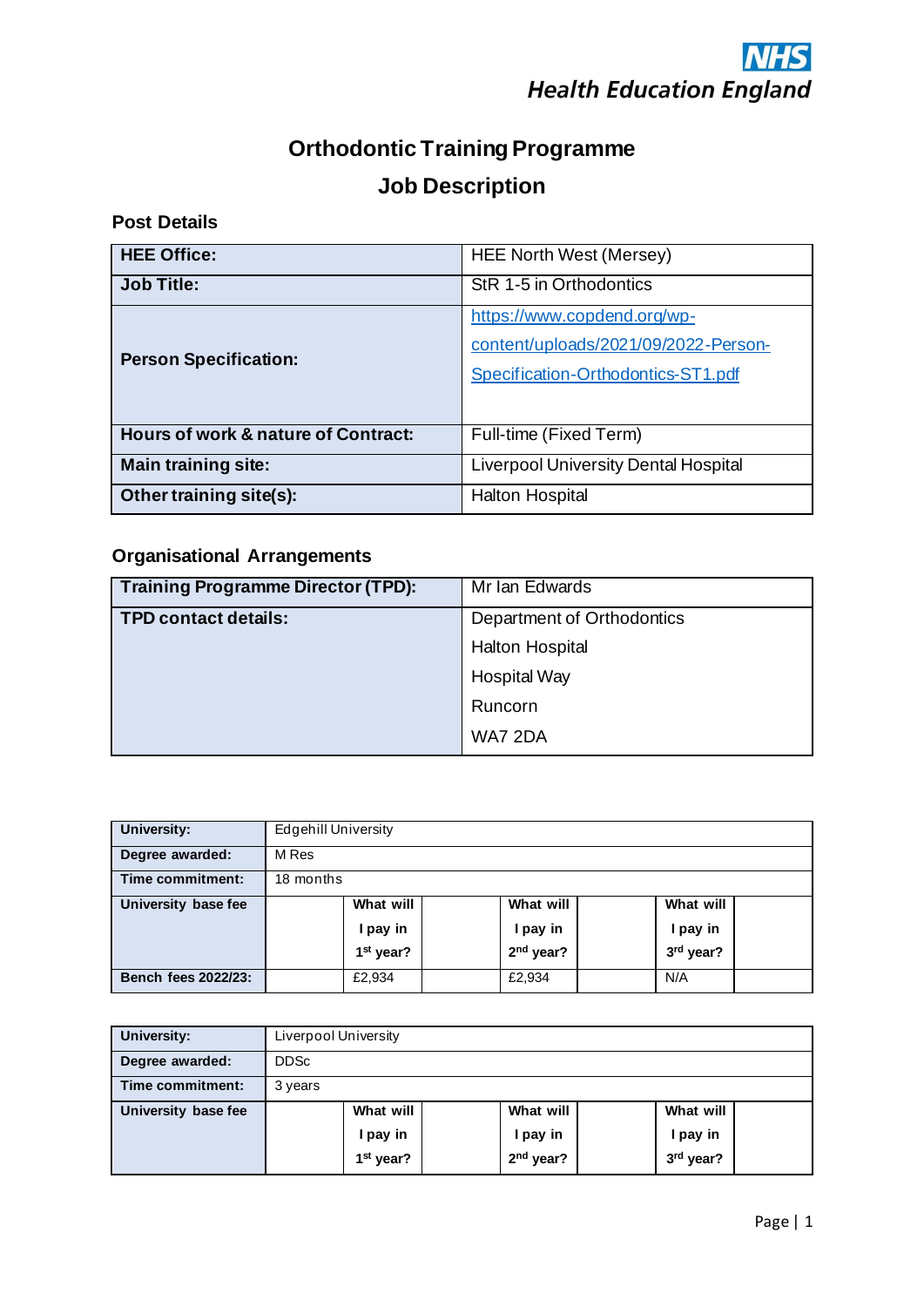NHS Health Education England

# Orthodontic Training Programme

## Job Description

### Post Details

| | |
|---|---|
| **HEE Office:** | HEE North West (Mersey) |
| **Job Title:** | StR 1-5 in Orthodontics |
| **Person Specification:** | https://www.copdend.org/wp-content/uploads/2021/09/2022-Person-Specification-Orthodontics-ST1.pdf |
| **Hours of work & nature of Contract:** | Full-time (Fixed Term) |
| **Main training site:** | Liverpool University Dental Hospital |
| **Other training site(s):** | Halton Hospital |

### Organisational Arrangements

| | |
|---|---|
| **Training Programme Director (TPD):** | Mr Ian Edwards |
| **TPD contact details:** | Department of Orthodontics<br>Halton Hospital<br>Hospital Way<br>Runcorn<br>WA7 2DA |

| | | | | | | |
|---|---|---|---|---|---|---|
| **University:** | Edgehill University | | | | | |
| **Degree awarded:** | M Res | | | | | |
| **Time commitment:** | 18 months | | | | | |
| **University base fee** | | **What will I pay in 1st year?** | | **What will I pay in 2nd year?** | | **What will I pay in 3rd year?** |
| **Bench fees 2022/23:** | | £2,934 | | £2,934 | | N/A |

| | | | | | | |
|---|---|---|---|---|---|---|
| **University:** | Liverpool University | | | | | |
| **Degree awarded:** | DDSc | | | | | |
| **Time commitment:** | 3 years | | | | | |
| **University base fee** | | **What will I pay in 1st year?** | | **What will I pay in 2nd year?** | | **What will I pay in 3rd year?** |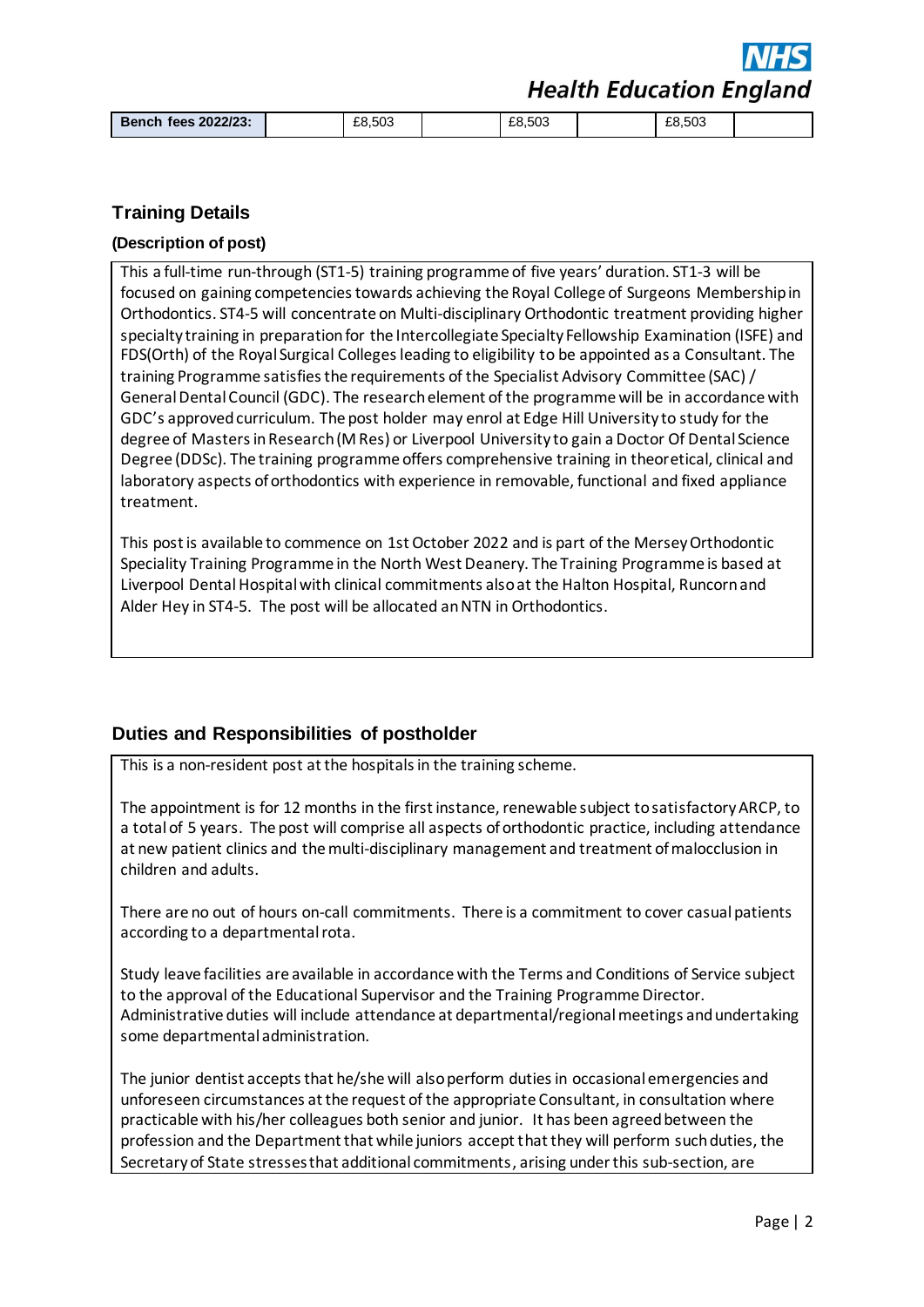| Bench fees 2022/23: | | £8,503 | | £8,503 | | £8,503 | |
|---|---|---|---|---|---|---|---|

## Training Details

**(Description of post)**

This a full-time run-through (ST1-5) training programme of five years' duration. ST1-3 will be focused on gaining competencies towards achieving the Royal College of Surgeons Membership in Orthodontics. ST4-5 will concentrate on Multi-disciplinary Orthodontic treatment providing higher specialty training in preparation for the Intercollegiate Specialty Fellowship Examination (ISFE) and FDS(Orth) of the Royal Surgical Colleges leading to eligibility to be appointed as a Consultant. The training Programme satisfies the requirements of the Specialist Advisory Committee (SAC) / General Dental Council (GDC). The research element of the programme will be in accordance with GDC's approved curriculum. The post holder may enrol at Edge Hill University to study for the degree of Masters in Research (M Res) or Liverpool University to gain a Doctor Of Dental Science Degree (DDSc). The training programme offers comprehensive training in theoretical, clinical and laboratory aspects of orthodontics with experience in removable, functional and fixed appliance treatment.

This post is available to commence on 1st October 2022 and is part of the Mersey Orthodontic Speciality Training Programme in the North West Deanery. The Training Programme is based at Liverpool Dental Hospital with clinical commitments also at the Halton Hospital, Runcorn and Alder Hey in ST4-5. The post will be allocated an NTN in Orthodontics.

## Duties and Responsibilities of postholder

This is a non-resident post at the hospitals in the training scheme.

The appointment is for 12 months in the first instance, renewable subject to satisfactory ARCP, to a total of 5 years. The post will comprise all aspects of orthodontic practice, including attendance at new patient clinics and the multi-disciplinary management and treatment of malocclusion in children and adults.

There are no out of hours on-call commitments. There is a commitment to cover casual patients according to a departmental rota.

Study leave facilities are available in accordance with the Terms and Conditions of Service subject to the approval of the Educational Supervisor and the Training Programme Director. Administrative duties will include attendance at departmental/regional meetings and undertaking some departmental administration.

The junior dentist accepts that he/she will also perform duties in occasional emergencies and unforeseen circumstances at the request of the appropriate Consultant, in consultation where practicable with his/her colleagues both senior and junior. It has been agreed between the profession and the Department that while juniors accept that they will perform such duties, the Secretary of State stresses that additional commitments, arising under this sub-section, are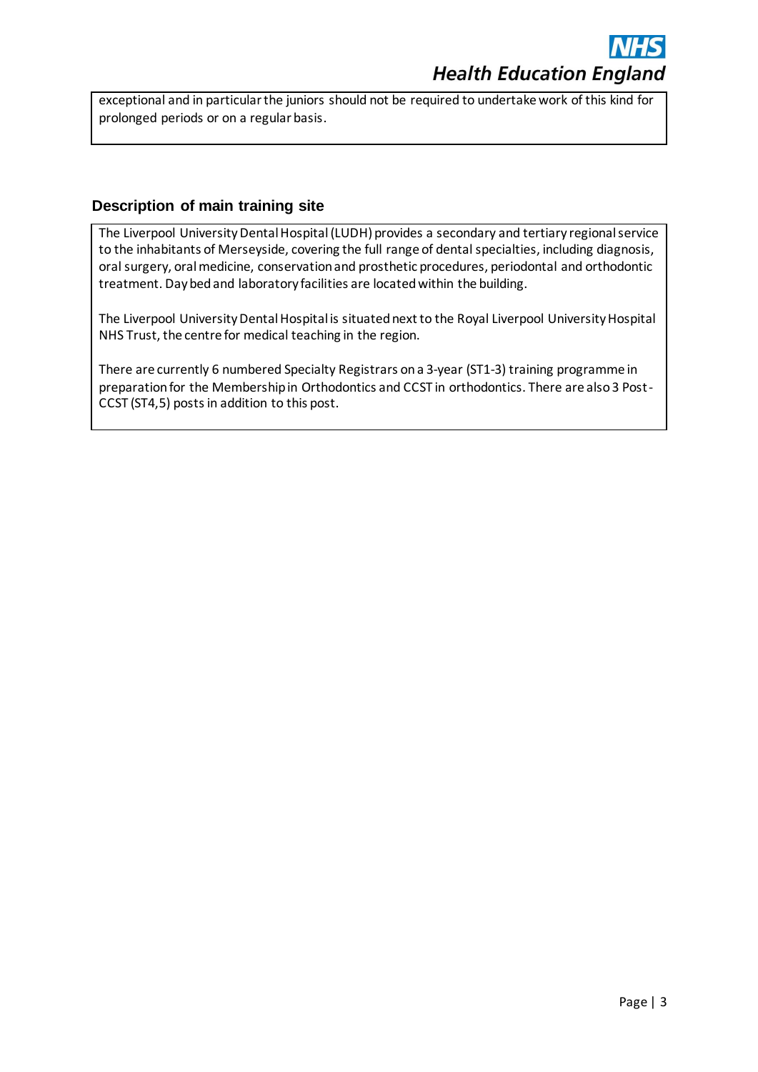exceptional and in particular the juniors should not be required to undertake work of this kind for prolonged periods or on a regular basis.

## Description of main training site

The Liverpool University Dental Hospital (LUDH) provides a secondary and tertiary regional service to the inhabitants of Merseyside, covering the full range of dental specialties, including diagnosis, oral surgery, oral medicine, conservation and prosthetic procedures, periodontal and orthodontic treatment. Day bed and laboratory facilities are located within the building.

The Liverpool University Dental Hospital is situated next to the Royal Liverpool University Hospital NHS Trust, the centre for medical teaching in the region.

There are currently 6 numbered Specialty Registrars on a 3-year (ST1-3) training programme in preparation for the Membership in Orthodontics and CCST in orthodontics. There are also 3 Post-CCST (ST4,5) posts in addition to this post.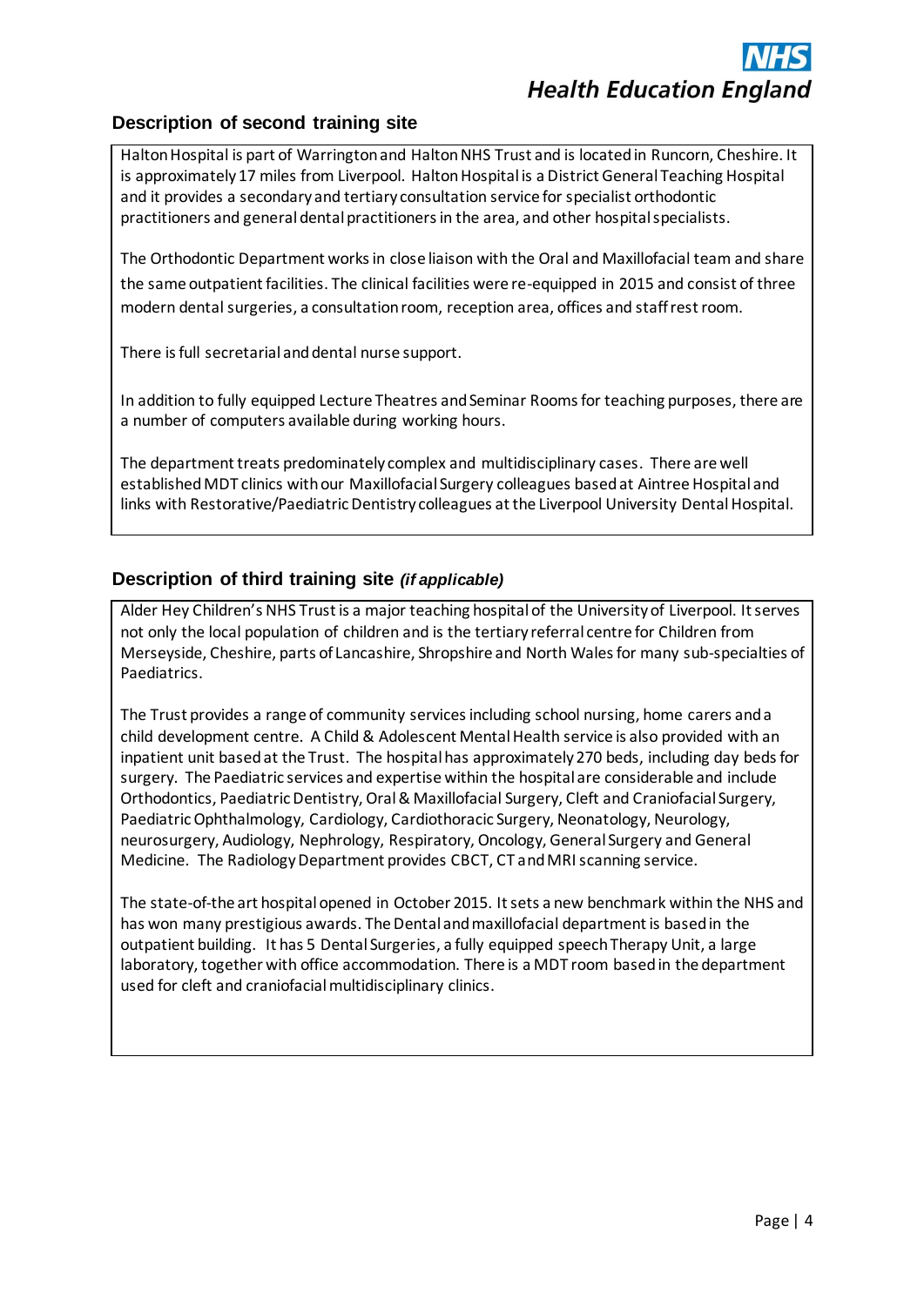## Description of second training site

Halton Hospital is part of Warrington and Halton NHS Trust and is located in Runcorn, Cheshire. It is approximately 17 miles from Liverpool. Halton Hospital is a District General Teaching Hospital and it provides a secondary and tertiary consultation service for specialist orthodontic practitioners and general dental practitioners in the area, and other hospital specialists.

The Orthodontic Department works in close liaison with the Oral and Maxillofacial team and share the same outpatient facilities. The clinical facilities were re-equipped in 2015 and consist of three modern dental surgeries, a consultation room, reception area, offices and staff rest room.

There is full secretarial and dental nurse support.

In addition to fully equipped Lecture Theatres and Seminar Rooms for teaching purposes, there are a number of computers available during working hours.

The department treats predominately complex and multidisciplinary cases. There are well established MDT clinics with our Maxillofacial Surgery colleagues based at Aintree Hospital and links with Restorative/Paediatric Dentistry colleagues at the Liverpool University Dental Hospital.

## Description of third training site *(if applicable)*

Alder Hey Children's NHS Trust is a major teaching hospital of the University of Liverpool. It serves not only the local population of children and is the tertiary referral centre for Children from Merseyside, Cheshire, parts of Lancashire, Shropshire and North Wales for many sub-specialties of Paediatrics.

The Trust provides a range of community services including school nursing, home carers and a child development centre. A Child & Adolescent Mental Health service is also provided with an inpatient unit based at the Trust. The hospital has approximately 270 beds, including day beds for surgery. The Paediatric services and expertise within the hospital are considerable and include Orthodontics, Paediatric Dentistry, Oral & Maxillofacial Surgery, Cleft and Craniofacial Surgery, Paediatric Ophthalmology, Cardiology, Cardiothoracic Surgery, Neonatology, Neurology, neurosurgery, Audiology, Nephrology, Respiratory, Oncology, General Surgery and General Medicine. The Radiology Department provides CBCT, CT and MRI scanning service.

The state-of-the art hospital opened in October 2015. It sets a new benchmark within the NHS and has won many prestigious awards. The Dental and maxillofacial department is based in the outpatient building. It has 5 Dental Surgeries, a fully equipped speech Therapy Unit, a large laboratory, together with office accommodation. There is a MDT room based in the department used for cleft and craniofacial multidisciplinary clinics.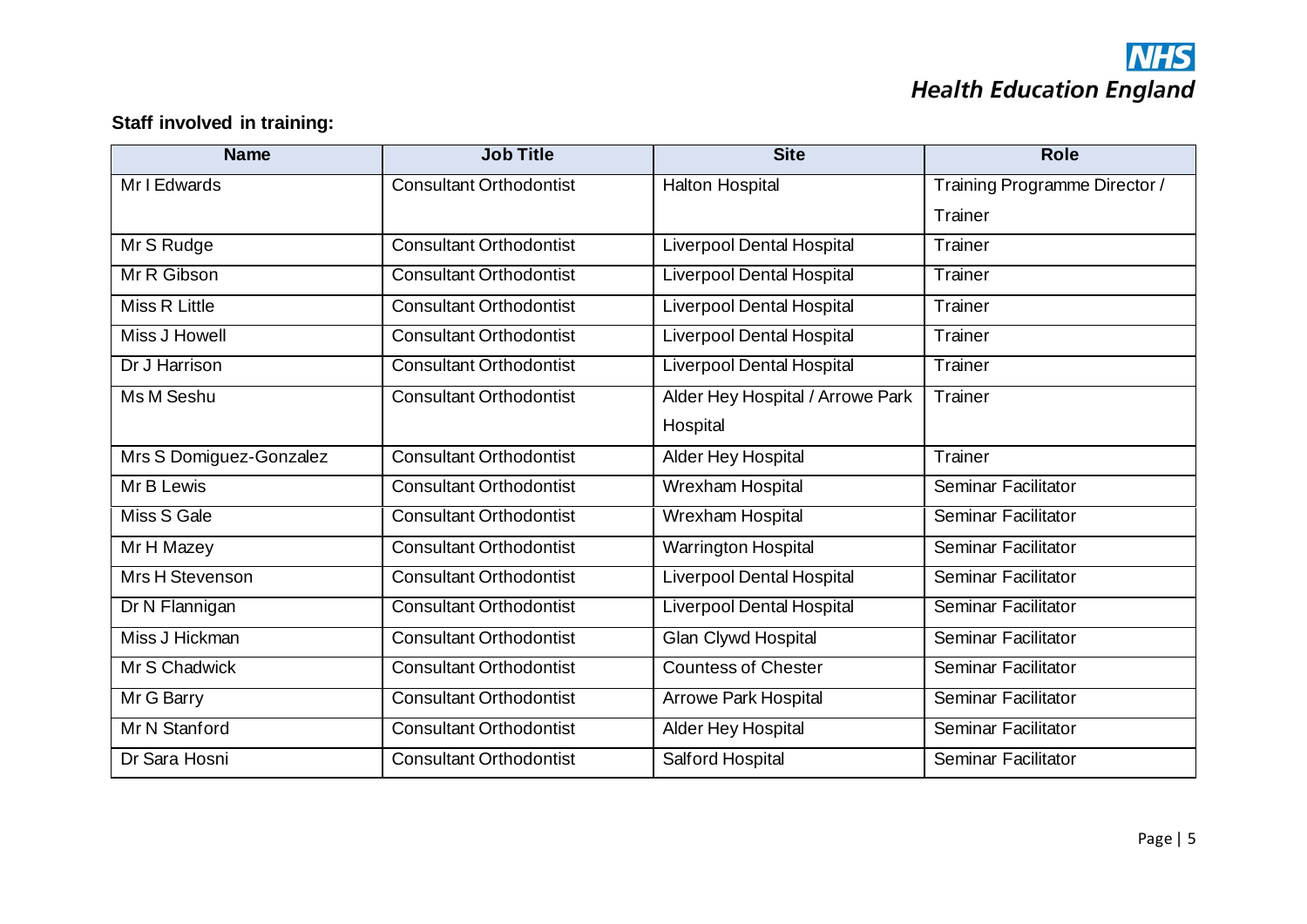**Staff involved in training:**

| Name | Job Title | Site | Role |
|---|---|---|---|
| Mr I Edwards | Consultant Orthodontist | Halton Hospital | Training Programme Director / Trainer |
| Mr S Rudge | Consultant Orthodontist | Liverpool Dental Hospital | Trainer |
| Mr R Gibson | Consultant Orthodontist | Liverpool Dental Hospital | Trainer |
| Miss R Little | Consultant Orthodontist | Liverpool Dental Hospital | Trainer |
| Miss J Howell | Consultant Orthodontist | Liverpool Dental Hospital | Trainer |
| Dr J Harrison | Consultant Orthodontist | Liverpool Dental Hospital | Trainer |
| Ms M Seshu | Consultant Orthodontist | Alder Hey Hospital / Arrowe Park Hospital | Trainer |
| Mrs S Domiguez-Gonzalez | Consultant Orthodontist | Alder Hey Hospital | Trainer |
| Mr B Lewis | Consultant Orthodontist | Wrexham Hospital | Seminar Facilitator |
| Miss S Gale | Consultant Orthodontist | Wrexham Hospital | Seminar Facilitator |
| Mr H Mazey | Consultant Orthodontist | Warrington Hospital | Seminar Facilitator |
| Mrs H Stevenson | Consultant Orthodontist | Liverpool Dental Hospital | Seminar Facilitator |
| Dr N Flannigan | Consultant Orthodontist | Liverpool Dental Hospital | Seminar Facilitator |
| Miss J Hickman | Consultant Orthodontist | Glan Clywd Hospital | Seminar Facilitator |
| Mr S Chadwick | Consultant Orthodontist | Countess of Chester | Seminar Facilitator |
| Mr G Barry | Consultant Orthodontist | Arrowe Park Hospital | Seminar Facilitator |
| Mr N Stanford | Consultant Orthodontist | Alder Hey Hospital | Seminar Facilitator |
| Dr Sara Hosni | Consultant Orthodontist | Salford Hospital | Seminar Facilitator |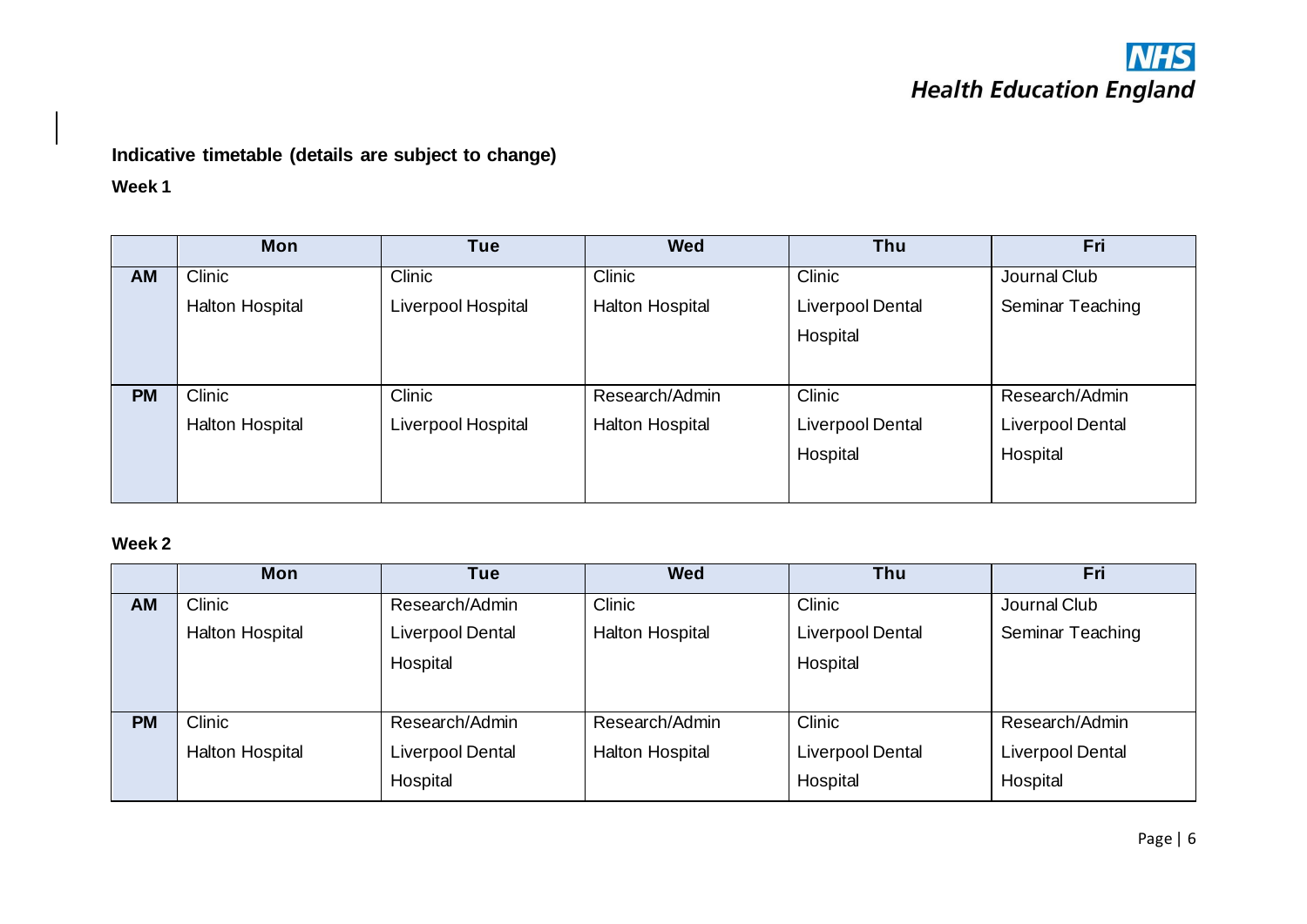**Indicative timetable (details are subject to change)**

**Week 1**

| | Mon | Tue | Wed | Thu | Fri |
|---|---|---|---|---|---|
| **AM** | Clinic<br>Halton Hospital | Clinic<br>Liverpool Hospital | Clinic<br>Halton Hospital | Clinic<br>Liverpool Dental Hospital | Journal Club<br>Seminar Teaching |
| **PM** | Clinic<br>Halton Hospital | Clinic<br>Liverpool Hospital | Research/Admin<br>Halton Hospital | Clinic<br>Liverpool Dental Hospital | Research/Admin<br>Liverpool Dental Hospital |

**Week 2**

| | Mon | Tue | Wed | Thu | Fri |
|---|---|---|---|---|---|
| **AM** | Clinic<br>Halton Hospital | Research/Admin<br>Liverpool Dental Hospital | Clinic<br>Halton Hospital | Clinic<br>Liverpool Dental Hospital | Journal Club<br>Seminar Teaching |
| **PM** | Clinic<br>Halton Hospital | Research/Admin<br>Liverpool Dental Hospital | Research/Admin<br>Halton Hospital | Clinic<br>Liverpool Dental Hospital | Research/Admin<br>Liverpool Dental Hospital |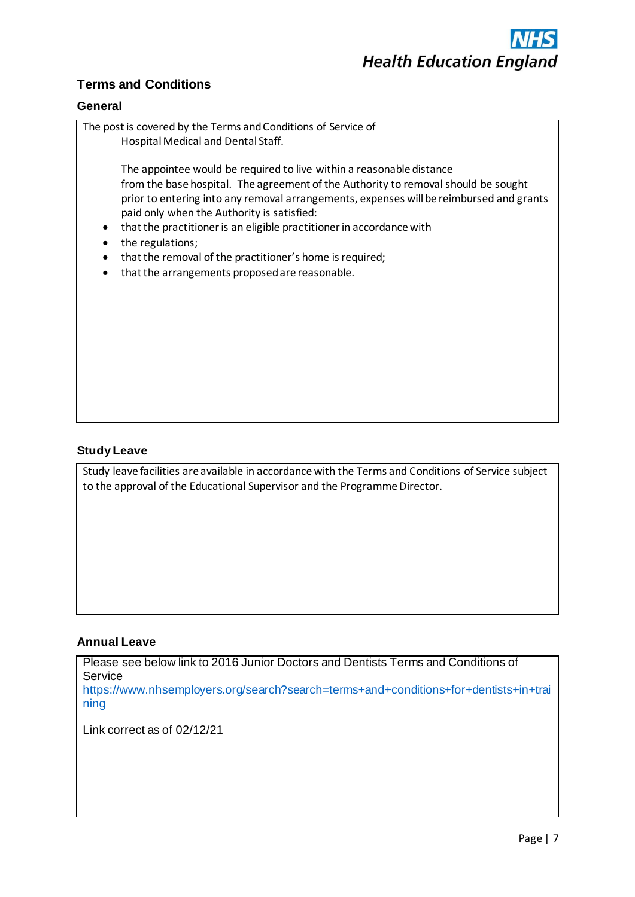## Terms and Conditions

### General

The post is covered by the Terms and Conditions of Service of Hospital Medical and Dental Staff.

The appointee would be required to live within a reasonable distance from the base hospital. The agreement of the Authority to removal should be sought prior to entering into any removal arrangements, expenses will be reimbursed and grants paid only when the Authority is satisfied:

- that the practitioner is an eligible practitioner in accordance with
- the regulations;
- that the removal of the practitioner's home is required;
- that the arrangements proposed are reasonable.

### Study Leave

Study leave facilities are available in accordance with the Terms and Conditions of Service subject to the approval of the Educational Supervisor and the Programme Director.

### Annual Leave

Please see below link to 2016 Junior Doctors and Dentists Terms and Conditions of Service
https://www.nhsemployers.org/search?search=terms+and+conditions+for+dentists+in+training

Link correct as of 02/12/21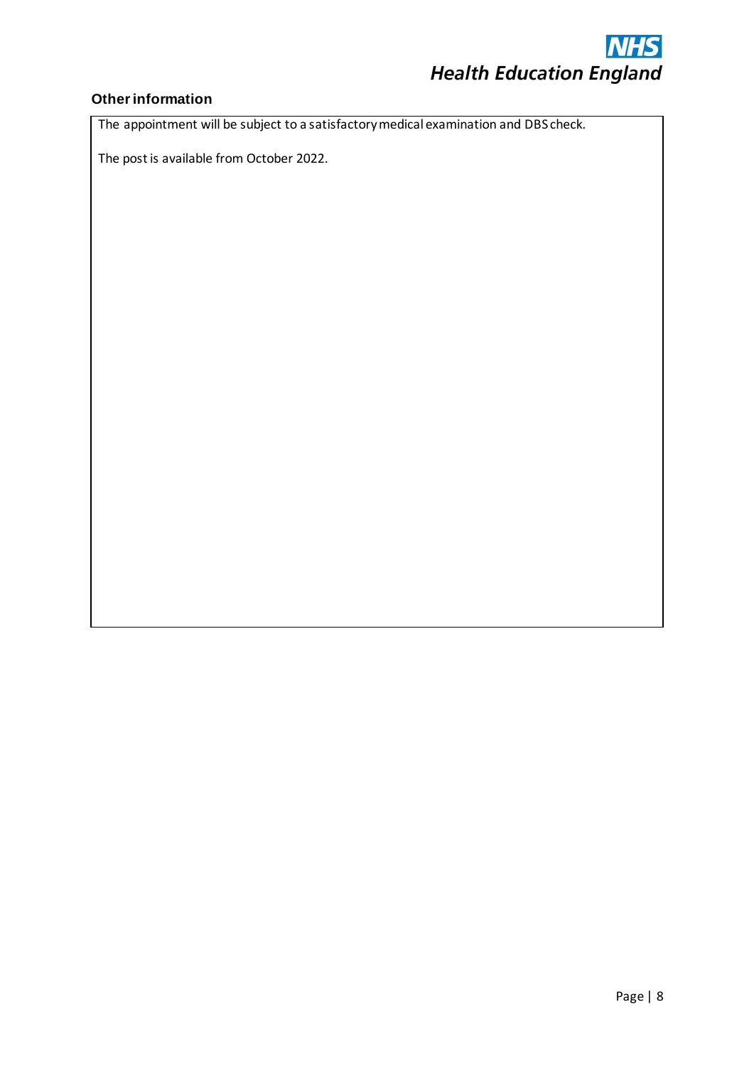## Other information

The appointment will be subject to a satisfactory medical examination and DBS check.

The post is available from October 2022.